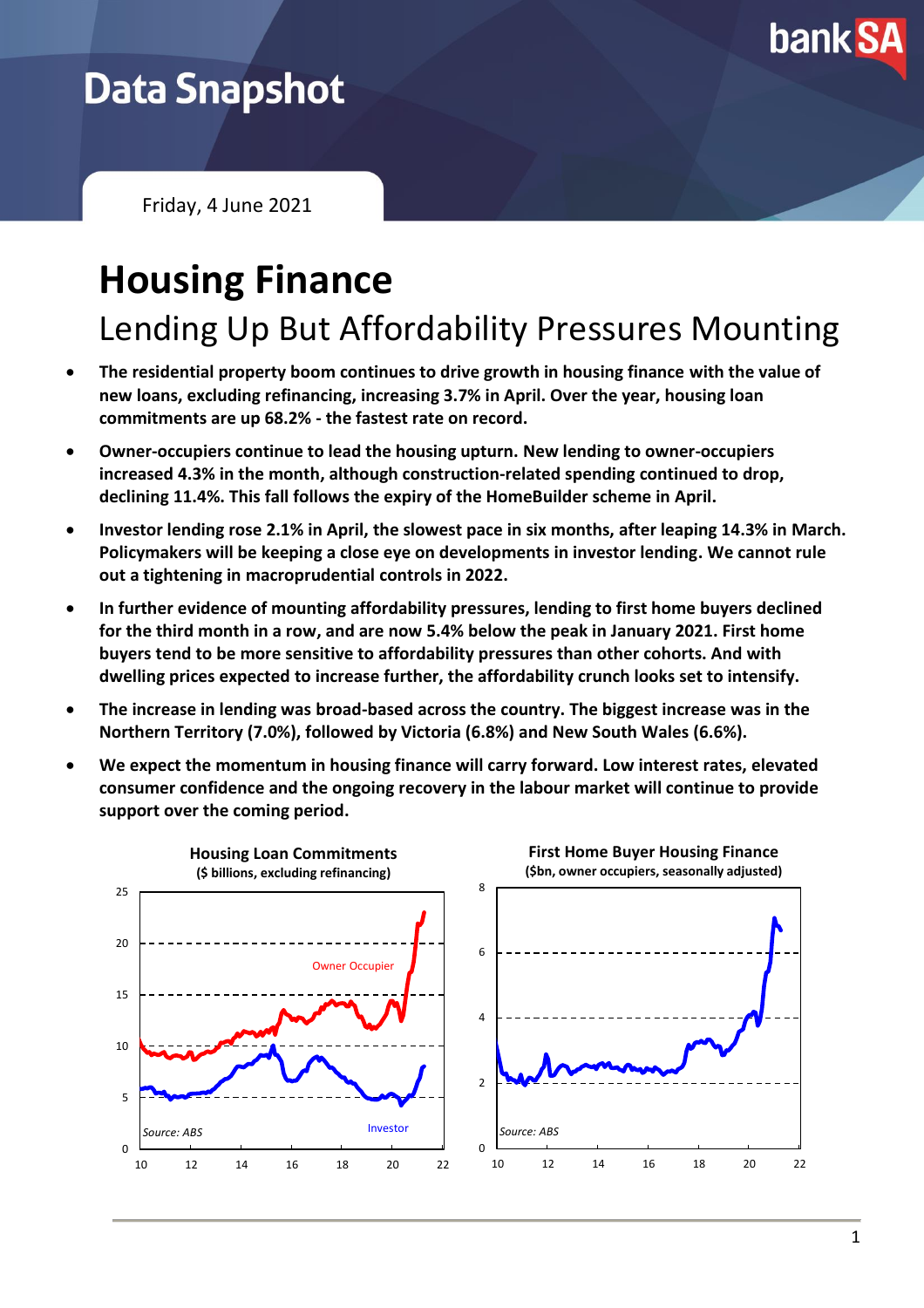# Data Snapshot

Friday, 4 June 2021

# Housing Finance

## Lending Up But Affordability Pressures Mounting

- **The residential property boom continues to drive growth in housing finance with the value of new loans, excluding refinancing, increasing 3.7% in April. Over the year, housing loan commitments are up 68.2% - the fastest rate on record.**
- **Owner-occupiers continue to lead the housing upturn. New lending to owner-occupiers increased 4.3% in the month, although construction-related spending continued to drop, declining 11.4%. This fall follows the expiry of the HomeBuilder scheme in April.**
- **Investor lending rose 2.1% in April, the slowest pace in six months, after leaping 14.3% in March. Policymakers will be keeping a close eye on developments in investor lending. We cannot rule out a tightening in macroprudential controls in 2022.**
- **In further evidence of mounting affordability pressures, lending to first home buyers declined for the third month in a row, and are now 5.4% below the peak in January 2021. First home buyers tend to be more sensitive to affordability pressures than other cohorts. And with dwelling prices expected to increase further, the affordability crunch looks set to intensify.**
- **The increase in lending was broad-based across the country. The biggest increase was in the Northern Territory (7.0%), followed by Victoria (6.8%) and New South Wales (6.6%).**
- **We expect the momentum in housing finance will carry forward. Low interest rates, elevated consumer confidence and the ongoing recovery in the labour market will continue to provide support over the coming period.**

**Housing Loan Commitments**
**($ billions, excluding refinancing)**

Owner Occupier / Investor

Source: ABS

**First Home Buyer Housing Finance**
**($bn, owner occupiers, seasonally adjusted)**

Source: ABS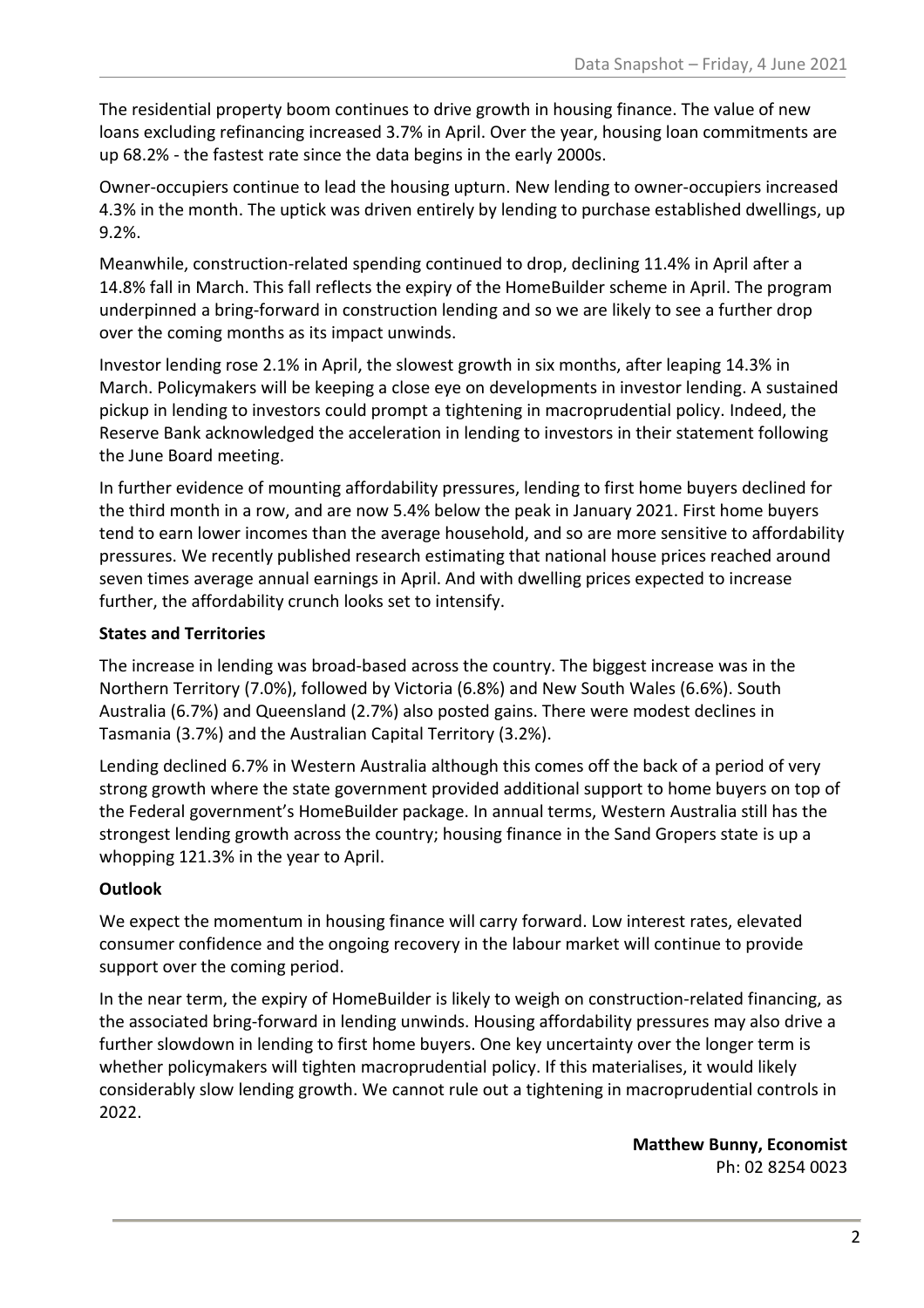The residential property boom continues to drive growth in housing finance. The value of new loans excluding refinancing increased 3.7% in April. Over the year, housing loan commitments are up 68.2% - the fastest rate since the data begins in the early 2000s.

Owner-occupiers continue to lead the housing upturn. New lending to owner-occupiers increased 4.3% in the month. The uptick was driven entirely by lending to purchase established dwellings, up 9.2%.

Meanwhile, construction-related spending continued to drop, declining 11.4% in April after a 14.8% fall in March. This fall reflects the expiry of the HomeBuilder scheme in April. The program underpinned a bring-forward in construction lending and so we are likely to see a further drop over the coming months as its impact unwinds.

Investor lending rose 2.1% in April, the slowest growth in six months, after leaping 14.3% in March. Policymakers will be keeping a close eye on developments in investor lending. A sustained pickup in lending to investors could prompt a tightening in macroprudential policy. Indeed, the Reserve Bank acknowledged the acceleration in lending to investors in their statement following the June Board meeting.

In further evidence of mounting affordability pressures, lending to first home buyers declined for the third month in a row, and are now 5.4% below the peak in January 2021. First home buyers tend to earn lower incomes than the average household, and so are more sensitive to affordability pressures. We recently published research estimating that national house prices reached around seven times average annual earnings in April. And with dwelling prices expected to increase further, the affordability crunch looks set to intensify.

### States and Territories

The increase in lending was broad-based across the country. The biggest increase was in the Northern Territory (7.0%), followed by Victoria (6.8%) and New South Wales (6.6%). South Australia (6.7%) and Queensland (2.7%) also posted gains. There were modest declines in Tasmania (3.7%) and the Australian Capital Territory (3.2%).

Lending declined 6.7% in Western Australia although this comes off the back of a period of very strong growth where the state government provided additional support to home buyers on top of the Federal government's HomeBuilder package. In annual terms, Western Australia still has the strongest lending growth across the country; housing finance in the Sand Gropers state is up a whopping 121.3% in the year to April.

### Outlook

We expect the momentum in housing finance will carry forward. Low interest rates, elevated consumer confidence and the ongoing recovery in the labour market will continue to provide support over the coming period.

In the near term, the expiry of HomeBuilder is likely to weigh on construction-related financing, as the associated bring-forward in lending unwinds. Housing affordability pressures may also drive a further slowdown in lending to first home buyers. One key uncertainty over the longer term is whether policymakers will tighten macroprudential policy. If this materialises, it would likely considerably slow lending growth. We cannot rule out a tightening in macroprudential controls in 2022.

**Matthew Bunny, Economist**
Ph: 02 8254 0023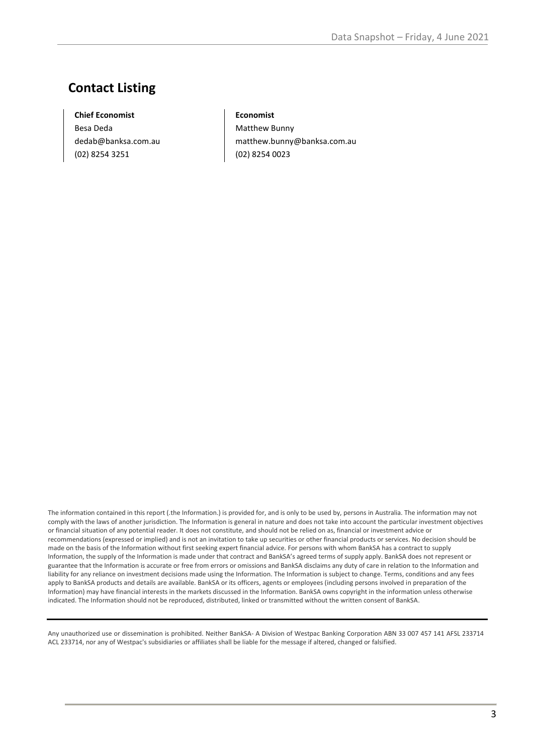## Contact Listing

**Chief Economist**
Besa Deda
dedab@banksa.com.au
(02) 8254 3251

**Economist**
Matthew Bunny
matthew.bunny@banksa.com.au
(02) 8254 0023

The information contained in this report (.the Information.) is provided for, and is only to be used by, persons in Australia. The information may not comply with the laws of another jurisdiction. The Information is general in nature and does not take into account the particular investment objectives or financial situation of any potential reader. It does not constitute, and should not be relied on as, financial or investment advice or recommendations (expressed or implied) and is not an invitation to take up securities or other financial products or services. No decision should be made on the basis of the Information without first seeking expert financial advice. For persons with whom BankSA has a contract to supply Information, the supply of the Information is made under that contract and BankSA's agreed terms of supply apply. BankSA does not represent or guarantee that the Information is accurate or free from errors or omissions and BankSA disclaims any duty of care in relation to the Information and liability for any reliance on investment decisions made using the Information. The Information is subject to change. Terms, conditions and any fees apply to BankSA products and details are available. BankSA or its officers, agents or employees (including persons involved in preparation of the Information) may have financial interests in the markets discussed in the Information. BankSA owns copyright in the information unless otherwise indicated. The Information should not be reproduced, distributed, linked or transmitted without the written consent of BankSA.

Any unauthorized use or dissemination is prohibited. Neither BankSA- A Division of Westpac Banking Corporation ABN 33 007 457 141 AFSL 233714 ACL 233714, nor any of Westpac's subsidiaries or affiliates shall be liable for the message if altered, changed or falsified.